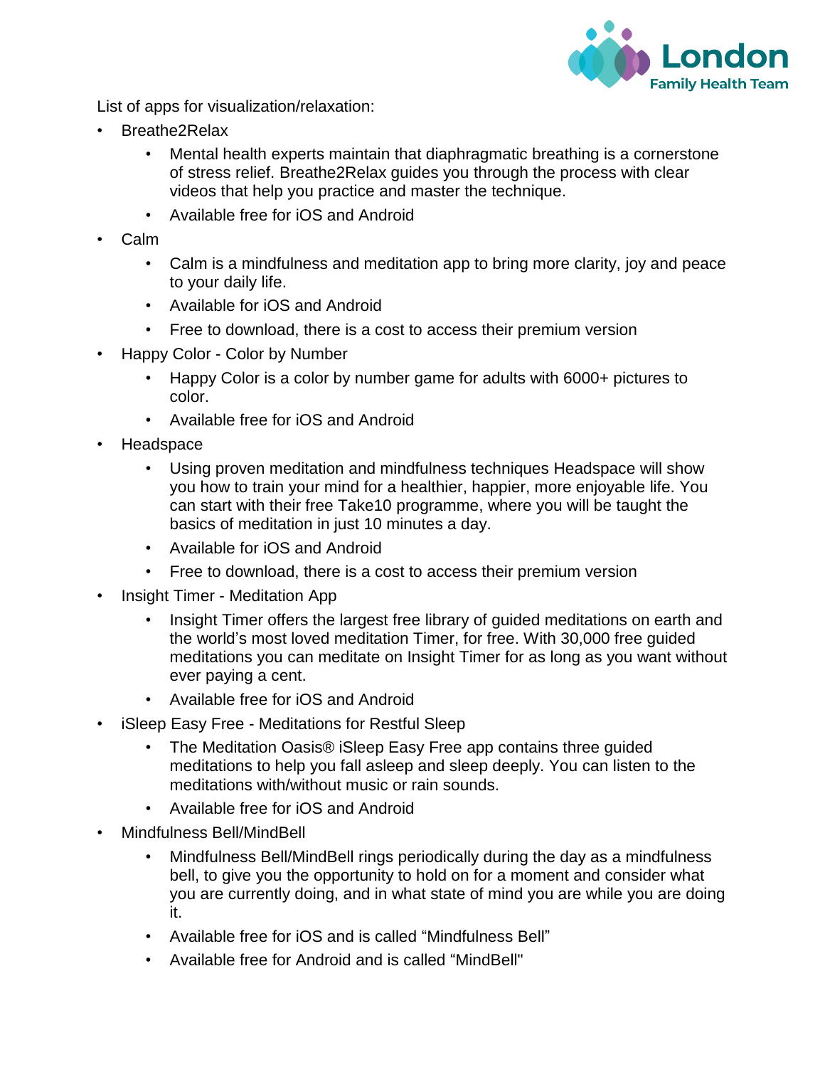London Family Health Team

List of apps for visualization/relaxation:

- Breathe2Relax
  - Mental health experts maintain that diaphragmatic breathing is a cornerstone of stress relief. Breathe2Relax guides you through the process with clear videos that help you practice and master the technique.
  - Available free for iOS and Android
- Calm
  - Calm is a mindfulness and meditation app to bring more clarity, joy and peace to your daily life.
  - Available for iOS and Android
  - Free to download, there is a cost to access their premium version
- Happy Color - Color by Number
  - Happy Color is a color by number game for adults with 6000+ pictures to color.
  - Available free for iOS and Android
- Headspace
  - Using proven meditation and mindfulness techniques Headspace will show you how to train your mind for a healthier, happier, more enjoyable life. You can start with their free Take10 programme, where you will be taught the basics of meditation in just 10 minutes a day.
  - Available for iOS and Android
  - Free to download, there is a cost to access their premium version
- Insight Timer - Meditation App
  - Insight Timer offers the largest free library of guided meditations on earth and the world's most loved meditation Timer, for free. With 30,000 free guided meditations you can meditate on Insight Timer for as long as you want without ever paying a cent.
  - Available free for iOS and Android
- iSleep Easy Free - Meditations for Restful Sleep
  - The Meditation Oasis® iSleep Easy Free app contains three guided meditations to help you fall asleep and sleep deeply. You can listen to the meditations with/without music or rain sounds.
  - Available free for iOS and Android
- Mindfulness Bell/MindBell
  - Mindfulness Bell/MindBell rings periodically during the day as a mindfulness bell, to give you the opportunity to hold on for a moment and consider what you are currently doing, and in what state of mind you are while you are doing it.
  - Available free for iOS and is called "Mindfulness Bell"
  - Available free for Android and is called "MindBell"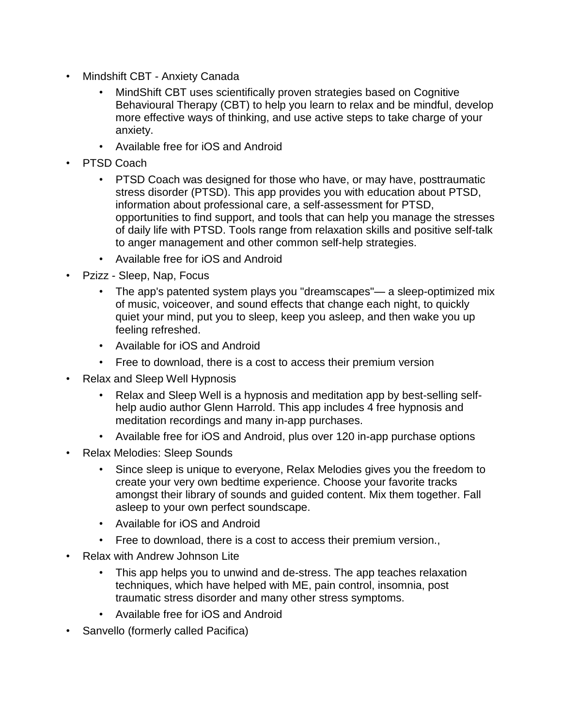- Mindshift CBT - Anxiety Canada
    - MindShift CBT uses scientifically proven strategies based on Cognitive Behavioural Therapy (CBT) to help you learn to relax and be mindful, develop more effective ways of thinking, and use active steps to take charge of your anxiety.
    - Available free for iOS and Android
- PTSD Coach
    - PTSD Coach was designed for those who have, or may have, posttraumatic stress disorder (PTSD). This app provides you with education about PTSD, information about professional care, a self-assessment for PTSD, opportunities to find support, and tools that can help you manage the stresses of daily life with PTSD. Tools range from relaxation skills and positive self-talk to anger management and other common self-help strategies.
    - Available free for iOS and Android
- Pzizz - Sleep, Nap, Focus
    - The app's patented system plays you "dreamscapes"— a sleep-optimized mix of music, voiceover, and sound effects that change each night, to quickly quiet your mind, put you to sleep, keep you asleep, and then wake you up feeling refreshed.
    - Available for iOS and Android
    - Free to download, there is a cost to access their premium version
- Relax and Sleep Well Hypnosis
    - Relax and Sleep Well is a hypnosis and meditation app by best-selling self-help audio author Glenn Harrold. This app includes 4 free hypnosis and meditation recordings and many in-app purchases.
    - Available free for iOS and Android, plus over 120 in-app purchase options
- Relax Melodies: Sleep Sounds
    - Since sleep is unique to everyone, Relax Melodies gives you the freedom to create your very own bedtime experience. Choose your favorite tracks amongst their library of sounds and guided content. Mix them together. Fall asleep to your own perfect soundscape.
    - Available for iOS and Android
    - Free to download, there is a cost to access their premium version.,
- Relax with Andrew Johnson Lite
    - This app helps you to unwind and de-stress. The app teaches relaxation techniques, which have helped with ME, pain control, insomnia, post traumatic stress disorder and many other stress symptoms.
    - Available free for iOS and Android
- Sanvello (formerly called Pacifica)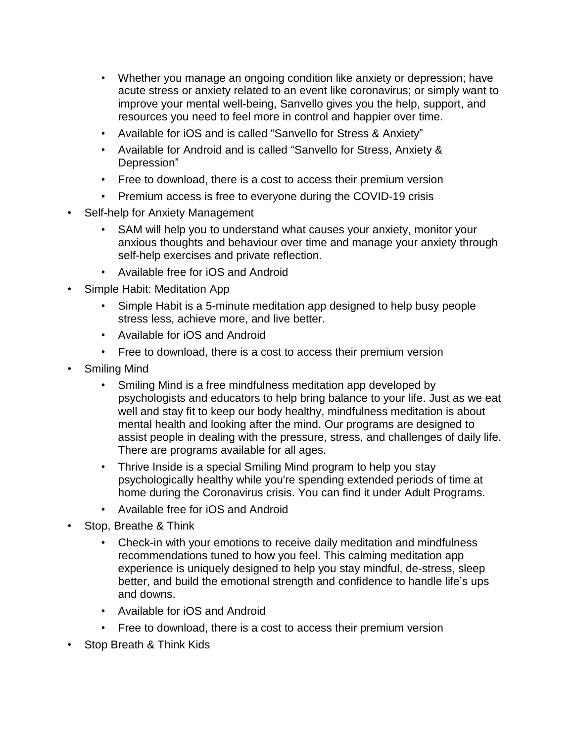- Whether you manage an ongoing condition like anxiety or depression; have acute stress or anxiety related to an event like coronavirus; or simply want to improve your mental well-being, Sanvello gives you the help, support, and resources you need to feel more in control and happier over time.
    - Available for iOS and is called "Sanvello for Stress & Anxiety"
    - Available for Android and is called "Sanvello for Stress, Anxiety & Depression"
    - Free to download, there is a cost to access their premium version
    - Premium access is free to everyone during the COVID-19 crisis
- Self-help for Anxiety Management
    - SAM will help you to understand what causes your anxiety, monitor your anxious thoughts and behaviour over time and manage your anxiety through self-help exercises and private reflection.
    - Available free for iOS and Android
- Simple Habit: Meditation App
    - Simple Habit is a 5-minute meditation app designed to help busy people stress less, achieve more, and live better.
    - Available for iOS and Android
    - Free to download, there is a cost to access their premium version
- Smiling Mind
    - Smiling Mind is a free mindfulness meditation app developed by psychologists and educators to help bring balance to your life. Just as we eat well and stay fit to keep our body healthy, mindfulness meditation is about mental health and looking after the mind. Our programs are designed to assist people in dealing with the pressure, stress, and challenges of daily life. There are programs available for all ages.
    - Thrive Inside is a special Smiling Mind program to help you stay psychologically healthy while you're spending extended periods of time at home during the Coronavirus crisis. You can find it under Adult Programs.
    - Available free for iOS and Android
- Stop, Breathe & Think
    - Check-in with your emotions to receive daily meditation and mindfulness recommendations tuned to how you feel. This calming meditation app experience is uniquely designed to help you stay mindful, de-stress, sleep better, and build the emotional strength and confidence to handle life's ups and downs.
    - Available for iOS and Android
    - Free to download, there is a cost to access their premium version
- Stop Breath & Think Kids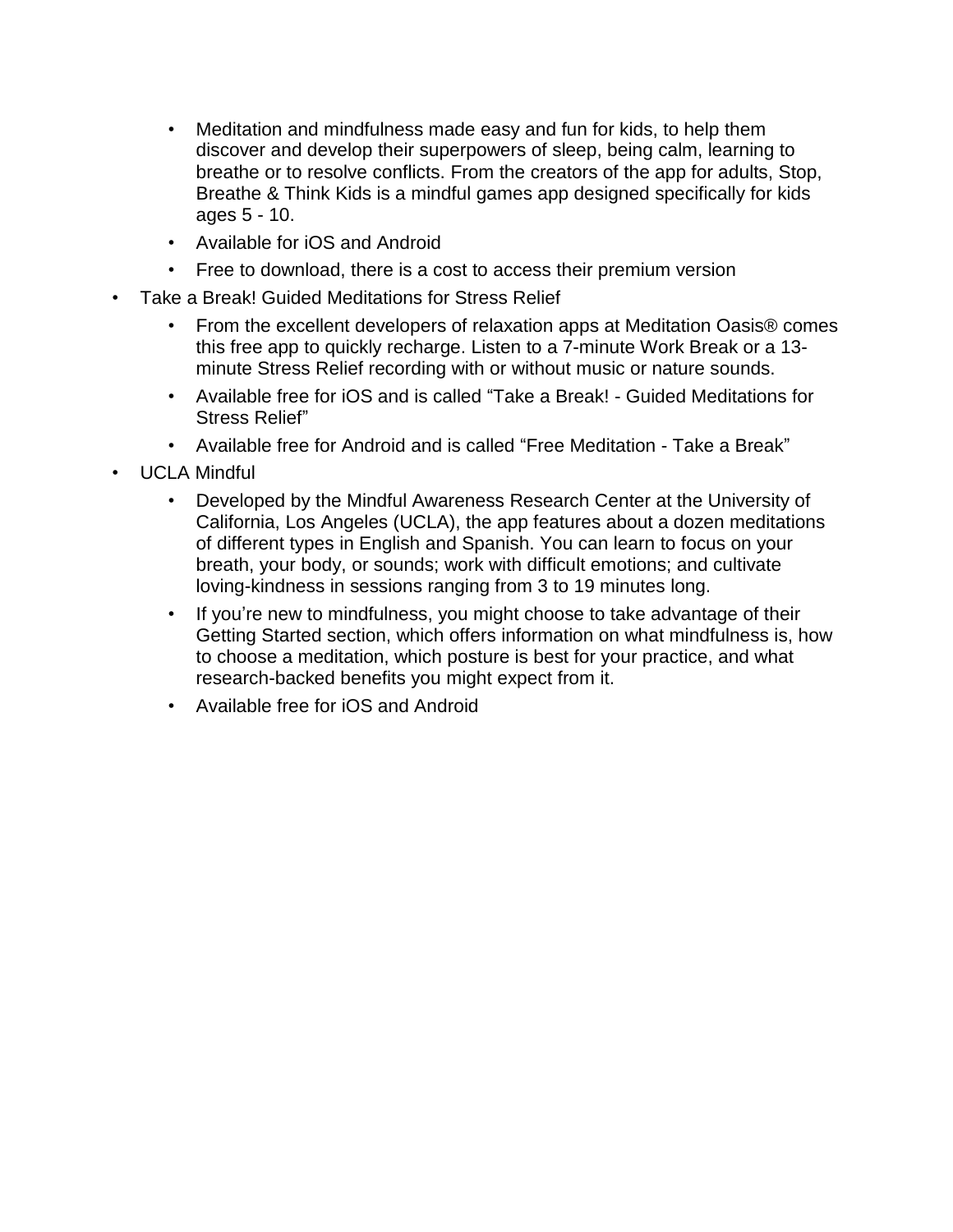- Meditation and mindfulness made easy and fun for kids, to help them discover and develop their superpowers of sleep, being calm, learning to breathe or to resolve conflicts. From the creators of the app for adults, Stop, Breathe & Think Kids is a mindful games app designed specifically for kids ages 5 - 10.
  - Available for iOS and Android
  - Free to download, there is a cost to access their premium version
- Take a Break! Guided Meditations for Stress Relief
  - From the excellent developers of relaxation apps at Meditation Oasis® comes this free app to quickly recharge. Listen to a 7-minute Work Break or a 13-minute Stress Relief recording with or without music or nature sounds.
  - Available free for iOS and is called “Take a Break! - Guided Meditations for Stress Relief”
  - Available free for Android and is called “Free Meditation - Take a Break”
- UCLA Mindful
  - Developed by the Mindful Awareness Research Center at the University of California, Los Angeles (UCLA), the app features about a dozen meditations of different types in English and Spanish. You can learn to focus on your breath, your body, or sounds; work with difficult emotions; and cultivate loving-kindness in sessions ranging from 3 to 19 minutes long.
  - If you’re new to mindfulness, you might choose to take advantage of their Getting Started section, which offers information on what mindfulness is, how to choose a meditation, which posture is best for your practice, and what research-backed benefits you might expect from it.
  - Available free for iOS and Android